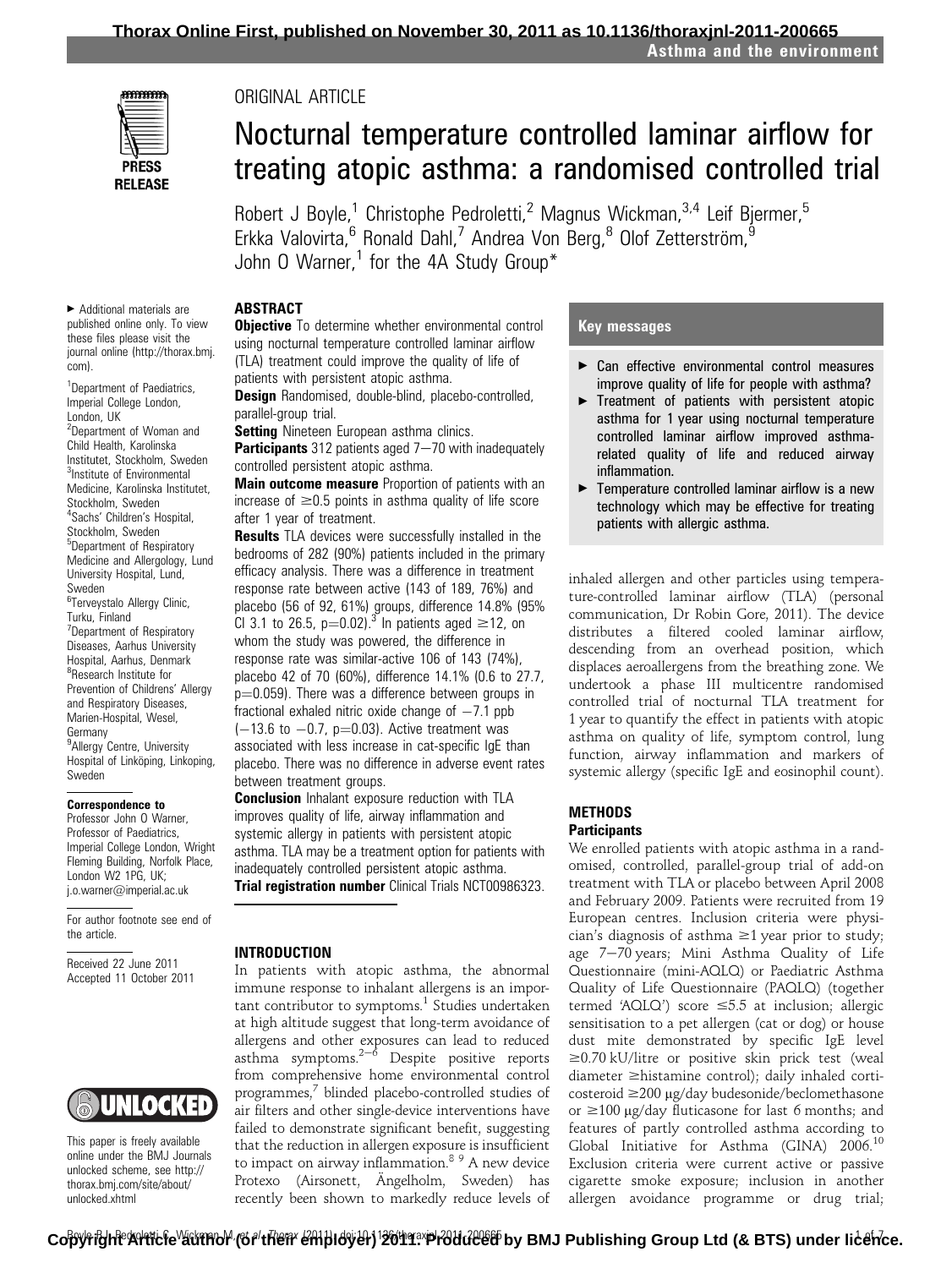ORIGINAL ARTICLE

# Nocturnal temperature controlled laminar airflow for treating atopic asthma: a randomised controlled trial

Robert J Boyle,[1] Christophe Pedroletti,[2] Magnus Wickman,[3,4] Leif Bjermer,[5] Erkka Valovirta,[6] Ronald Dahl,[7] Andrea Von Berg,[8] Olof Zetterström,[9] John O Warner,[1] for the 4A Study Group*

▸ Additional materials are published online only. To view these files please visit the journal online (http://thorax.bmj.com).

[1]Department of Paediatrics, Imperial College London, London, UK
[2]Department of Woman and Child Health, Karolinska Institutet, Stockholm, Sweden
[3]Institute of Environmental Medicine, Karolinska Institutet, Stockholm, Sweden
[4]Sachs' Children's Hospital, Stockholm, Sweden
[5]Department of Respiratory Medicine and Allergology, Lund University Hospital, Lund, Sweden
[6]Terveystalo Allergy Clinic, Turku, Finland
[7]Department of Respiratory Diseases, Aarhus University Hospital, Aarhus, Denmark
[8]Research Institute for Prevention of Childrens' Allergy and Respiratory Diseases, Marien-Hospital, Wesel, Germany
[9]Allergy Centre, University Hospital of Linköping, Linkoping, Sweden

**Correspondence to**
Professor John O Warner, Professor of Paediatrics, Imperial College London, Wright Fleming Building, Norfolk Place, London W2 1PG, UK; j.o.warner@imperial.ac.uk

For author footnote see end of the article.

Received 22 June 2011
Accepted 11 October 2011

This paper is freely available online under the BMJ Journals unlocked scheme, see http://thorax.bmj.com/site/about/unlocked.xhtml

## ABSTRACT

**Objective** To determine whether environmental control using nocturnal temperature controlled laminar airflow (TLA) treatment could improve the quality of life of patients with persistent atopic asthma.

**Design** Randomised, double-blind, placebo-controlled, parallel-group trial.

**Setting** Nineteen European asthma clinics.

**Participants** 312 patients aged 7–70 with inadequately controlled persistent atopic asthma.

**Main outcome measure** Proportion of patients with an increase of ≥0.5 points in asthma quality of life score after 1 year of treatment.

**Results** TLA devices were successfully installed in the bedrooms of 282 (90%) patients included in the primary efficacy analysis. There was a difference in treatment response rate between active (143 of 189, 76%) and placebo (56 of 92, 61%) groups, difference 14.8% (95% CI 3.1 to 26.5, p=0.02).[3] In patients aged ≥12, on whom the study was powered, the difference in response rate was similar-active 106 of 143 (74%), placebo 42 of 70 (60%), difference 14.1% (0.6 to 27.7, p=0.059). There was a difference between groups in fractional exhaled nitric oxide change of −7.1 ppb (−13.6 to −0.7, p=0.03). Active treatment was associated with less increase in cat-specific IgE than placebo. There was no difference in adverse event rates between treatment groups.

**Conclusion** Inhalant exposure reduction with TLA improves quality of life, airway inflammation and systemic allergy in patients with persistent atopic asthma. TLA may be a treatment option for patients with inadequately controlled persistent atopic asthma.

**Trial registration number** Clinical Trials NCT00986323.

## INTRODUCTION

In patients with atopic asthma, the abnormal immune response to inhalant allergens is an important contributor to symptoms.[1] Studies undertaken at high altitude suggest that long-term avoidance of allergens and other exposures can lead to reduced asthma symptoms.[2–6] Despite positive reports from comprehensive home environmental control programmes,[7] blinded placebo-controlled studies of air filters and other single-device interventions have failed to demonstrate significant benefit, suggesting that the reduction in allergen exposure is insufficient to impact on airway inflammation.[8 9] A new device Protexo (Airsonett, Ängelholm, Sweden) has recently been shown to markedly reduce levels of inhaled allergen and other particles using temperature-controlled laminar airflow (TLA) (personal communication, Dr Robin Gore, 2011). The device distributes a filtered cooled laminar airflow, descending from an overhead position, which displaces aeroallergens from the breathing zone. We undertook a phase III multicentre randomised controlled trial of nocturnal TLA treatment for 1 year to quantify the effect in patients with atopic asthma on quality of life, symptom control, lung function, airway inflammation and markers of systemic allergy (specific IgE and eosinophil count).

### Key messages

- ▸ Can effective environmental control measures improve quality of life for people with asthma?
- ▸ Treatment of patients with persistent atopic asthma for 1 year using nocturnal temperature controlled laminar airflow improved asthma-related quality of life and reduced airway inflammation.
- ▸ Temperature controlled laminar airflow is a new technology which may be effective for treating patients with allergic asthma.

## METHODS

### Participants

We enrolled patients with atopic asthma in a randomised, controlled, parallel-group trial of add-on treatment with TLA or placebo between April 2008 and February 2009. Patients were recruited from 19 European centres. Inclusion criteria were physician's diagnosis of asthma ≥1 year prior to study; age 7–70 years; Mini Asthma Quality of Life Questionnaire (mini-AQLQ) or Paediatric Asthma Quality of Life Questionnaire (PAQLQ) (together termed 'AQLQ') score ≤5.5 at inclusion; allergic sensitisation to a pet allergen (cat or dog) or house dust mite demonstrated by specific IgE level ≥0.70 kU/litre or positive skin prick test (weal diameter ≥histamine control); daily inhaled corticosteroid ≥200 μg/day budesonide/beclomethasone or ≥100 μg/day fluticasone for last 6 months; and features of partly controlled asthma according to Global Initiative for Asthma (GINA) 2006.[10] Exclusion criteria were current active or passive cigarette smoke exposure; inclusion in another allergen avoidance programme or drug trial;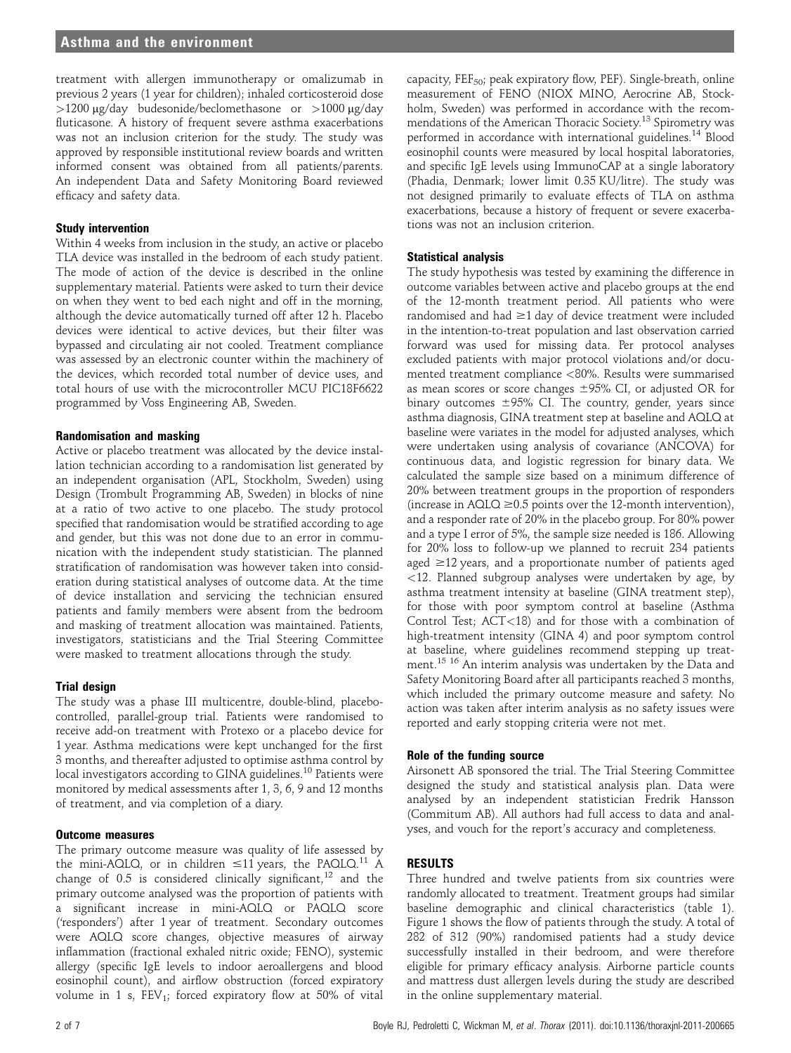treatment with allergen immunotherapy or omalizumab in previous 2 years (1 year for children); inhaled corticosteroid dose >1200 μg/day budesonide/beclomethasone or >1000 μg/day fluticasone. A history of frequent severe asthma exacerbations was not an inclusion criterion for the study. The study was approved by responsible institutional review boards and written informed consent was obtained from all patients/parents. An independent Data and Safety Monitoring Board reviewed efficacy and safety data.

### Study intervention

Within 4 weeks from inclusion in the study, an active or placebo TLA device was installed in the bedroom of each study patient. The mode of action of the device is described in the online supplementary material. Patients were asked to turn their device on when they went to bed each night and off in the morning, although the device automatically turned off after 12 h. Placebo devices were identical to active devices, but their filter was bypassed and circulating air not cooled. Treatment compliance was assessed by an electronic counter within the machinery of the devices, which recorded total number of device uses, and total hours of use with the microcontroller MCU PIC18F6622 programmed by Voss Engineering AB, Sweden.

### Randomisation and masking

Active or placebo treatment was allocated by the device installation technician according to a randomisation list generated by an independent organisation (APL, Stockholm, Sweden) using Design (Trombult Programming AB, Sweden) in blocks of nine at a ratio of two active to one placebo. The study protocol specified that randomisation would be stratified according to age and gender, but this was not done due to an error in communication with the independent study statistician. The planned stratification of randomisation was however taken into consideration during statistical analyses of outcome data. At the time of device installation and servicing the technician ensured patients and family members were absent from the bedroom and masking of treatment allocation was maintained. Patients, investigators, statisticians and the Trial Steering Committee were masked to treatment allocations through the study.

### Trial design

The study was a phase III multicentre, double-blind, placebo-controlled, parallel-group trial. Patients were randomised to receive add-on treatment with Protexo or a placebo device for 1 year. Asthma medications were kept unchanged for the first 3 months, and thereafter adjusted to optimise asthma control by local investigators according to GINA guidelines.[10] Patients were monitored by medical assessments after 1, 3, 6, 9 and 12 months of treatment, and via completion of a diary.

### Outcome measures

The primary outcome measure was quality of life assessed by the mini-AQLQ, or in children ≤11 years, the PAQLQ.[11] A change of 0.5 is considered clinically significant,[12] and the primary outcome analysed was the proportion of patients with a significant increase in mini-AQLQ or PAQLQ score ('responders') after 1 year of treatment. Secondary outcomes were AQLQ score changes, objective measures of airway inflammation (fractional exhaled nitric oxide; FENO), systemic allergy (specific IgE levels to indoor aeroallergens and blood eosinophil count), and airflow obstruction (forced expiratory volume in 1 s, $FEV_1$; forced expiratory flow at 50% of vital capacity, $FEF_{50}$; peak expiratory flow, PEF). Single-breath, online measurement of FENO (NIOX MINO, Aerocrine AB, Stockholm, Sweden) was performed in accordance with the recommendations of the American Thoracic Society.[13] Spirometry was performed in accordance with international guidelines.[14] Blood eosinophil counts were measured by local hospital laboratories, and specific IgE levels using ImmunoCAP at a single laboratory (Phadia, Denmark; lower limit 0.35 KU/litre). The study was not designed primarily to evaluate effects of TLA on asthma exacerbations, because a history of frequent or severe exacerbations was not an inclusion criterion.

### Statistical analysis

The study hypothesis was tested by examining the difference in outcome variables between active and placebo groups at the end of the 12-month treatment period. All patients who were randomised and had ≥1 day of device treatment were included in the intention-to-treat population and last observation carried forward was used for missing data. Per protocol analyses excluded patients with major protocol violations and/or documented treatment compliance <80%. Results were summarised as mean scores or score changes ±95% CI, or adjusted OR for binary outcomes ±95% CI. The country, gender, years since asthma diagnosis, GINA treatment step at baseline and AQLQ at baseline were variates in the model for adjusted analyses, which were undertaken using analysis of covariance (ANCOVA) for continuous data, and logistic regression for binary data. We calculated the sample size based on a minimum difference of 20% between treatment groups in the proportion of responders (increase in AQLQ ≥0.5 points over the 12-month intervention), and a responder rate of 20% in the placebo group. For 80% power and a type I error of 5%, the sample size needed is 186. Allowing for 20% loss to follow-up we planned to recruit 234 patients aged ≥12 years, and a proportionate number of patients aged <12. Planned subgroup analyses were undertaken by age, by asthma treatment intensity at baseline (GINA treatment step), for those with poor symptom control at baseline (Asthma Control Test; ACT<18) and for those with a combination of high-treatment intensity (GINA 4) and poor symptom control at baseline, where guidelines recommend stepping up treatment.[15 16] An interim analysis was undertaken by the Data and Safety Monitoring Board after all participants reached 3 months, which included the primary outcome measure and safety. No action was taken after interim analysis as no safety issues were reported and early stopping criteria were not met.

### Role of the funding source

Airsonett AB sponsored the trial. The Trial Steering Committee designed the study and statistical analysis plan. Data were analysed by an independent statistician Fredrik Hansson (Commitum AB). All authors had full access to data and analyses, and vouch for the report's accuracy and completeness.

## RESULTS

Three hundred and twelve patients from six countries were randomly allocated to treatment. Treatment groups had similar baseline demographic and clinical characteristics (table 1). Figure 1 shows the flow of patients through the study. A total of 282 of 312 (90%) randomised patients had a study device successfully installed in their bedroom, and were therefore eligible for primary efficacy analysis. Airborne particle counts and mattress dust allergen levels during the study are described in the online supplementary material.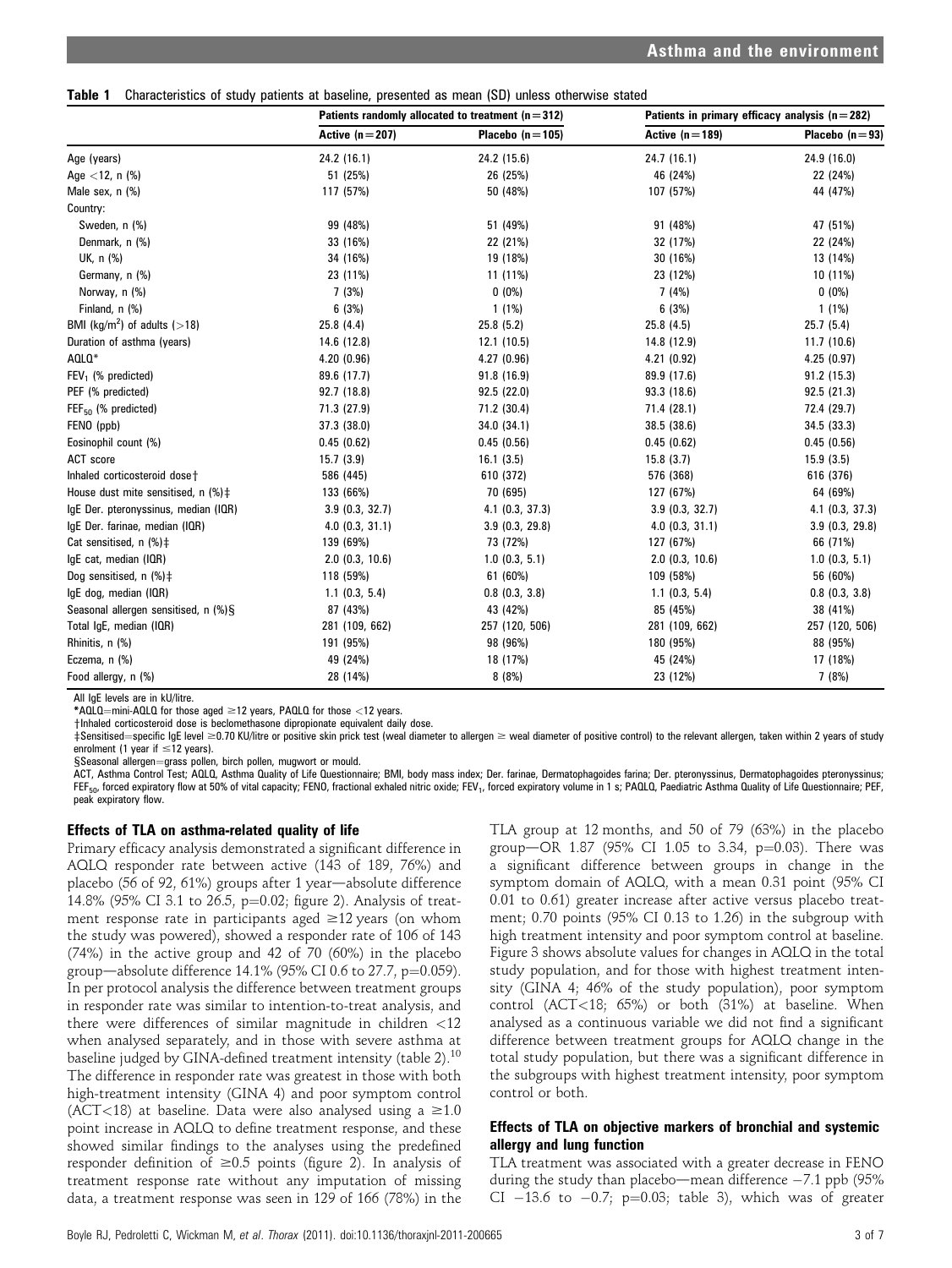**Table 1** Characteristics of study patients at baseline, presented as mean (SD) unless otherwise stated

| | Patients randomly allocated to treatment (n=312) | | Patients in primary efficacy analysis (n=282) | |
|---|---|---|---|---|
| | Active (n=207) | Placebo (n=105) | Active (n=189) | Placebo (n=93) |
| Age (years) | 24.2 (16.1) | 24.2 (15.6) | 24.7 (16.1) | 24.9 (16.0) |
| Age <12, n (%) | 51 (25%) | 26 (25%) | 46 (24%) | 22 (24%) |
| Male sex, n (%) | 117 (57%) | 50 (48%) | 107 (57%) | 44 (47%) |
| Country: | | | | |
| Sweden, n (%) | 99 (48%) | 51 (49%) | 91 (48%) | 47 (51%) |
| Denmark, n (%) | 33 (16%) | 22 (21%) | 32 (17%) | 22 (24%) |
| UK, n (%) | 34 (16%) | 19 (18%) | 30 (16%) | 13 (14%) |
| Germany, n (%) | 23 (11%) | 11 (11%) | 23 (12%) | 10 (11%) |
| Norway, n (%) | 7 (3%) | 0 (0%) | 7 (4%) | 0 (0%) |
| Finland, n (%) | 6 (3%) | 1 (1%) | 6 (3%) | 1 (1%) |
| BMI (kg/m$^2$) of adults (>18) | 25.8 (4.4) | 25.8 (5.2) | 25.8 (4.5) | 25.7 (5.4) |
| Duration of asthma (years) | 14.6 (12.8) | 12.1 (10.5) | 14.8 (12.9) | 11.7 (10.6) |
| AQLQ* | 4.20 (0.96) | 4.27 (0.96) | 4.21 (0.92) | 4.25 (0.97) |
| $FEV_1$ (% predicted) | 89.6 (17.7) | 91.8 (16.9) | 89.9 (17.6) | 91.2 (15.3) |
| PEF (% predicted) | 92.7 (18.8) | 92.5 (22.0) | 93.3 (18.6) | 92.5 (21.3) |
| $FEF_{50}$ (% predicted) | 71.3 (27.9) | 71.2 (30.4) | 71.4 (28.1) | 72.4 (29.7) |
| FENO (ppb) | 37.3 (38.0) | 34.0 (34.1) | 38.5 (38.6) | 34.5 (33.3) |
| Eosinophil count (%) | 0.45 (0.62) | 0.45 (0.56) | 0.45 (0.62) | 0.45 (0.56) |
| ACT score | 15.7 (3.9) | 16.1 (3.5) | 15.8 (3.7) | 15.9 (3.5) |
| Inhaled corticosteroid dose† | 586 (445) | 610 (372) | 576 (368) | 616 (376) |
| House dust mite sensitised, n (%)‡ | 133 (66%) | 70 (695) | 127 (67%) | 64 (69%) |
| IgE Der. pteronyssinus, median (IQR) | 3.9 (0.3, 32.7) | 4.1 (0.3, 37.3) | 3.9 (0.3, 32.7) | 4.1 (0.3, 37.3) |
| IgE Der. farinae, median (IQR) | 4.0 (0.3, 31.1) | 3.9 (0.3, 29.8) | 4.0 (0.3, 31.1) | 3.9 (0.3, 29.8) |
| Cat sensitised, n (%)‡ | 139 (69%) | 73 (72%) | 127 (67%) | 66 (71%) |
| IgE cat, median (IQR) | 2.0 (0.3, 10.6) | 1.0 (0.3, 5.1) | 2.0 (0.3, 10.6) | 1.0 (0.3, 5.1) |
| Dog sensitised, n (%)‡ | 118 (59%) | 61 (60%) | 109 (58%) | 56 (60%) |
| IgE dog, median (IQR) | 1.1 (0.3, 5.4) | 0.8 (0.3, 3.8) | 1.1 (0.3, 5.4) | 0.8 (0.3, 3.8) |
| Seasonal allergen sensitised, n (%)§ | 87 (43%) | 43 (42%) | 85 (45%) | 38 (41%) |
| Total IgE, median (IQR) | 281 (109, 662) | 257 (120, 506) | 281 (109, 662) | 257 (120, 506) |
| Rhinitis, n (%) | 191 (95%) | 98 (96%) | 180 (95%) | 88 (95%) |
| Eczema, n (%) | 49 (24%) | 18 (17%) | 45 (24%) | 17 (18%) |
| Food allergy, n (%) | 28 (14%) | 8 (8%) | 23 (12%) | 7 (8%) |

All IgE levels are in kU/litre.

*AQLQ=mini-AQLQ for those aged ≥12 years, PAQLQ for those <12 years.

†Inhaled corticosteroid dose is beclomethasone dipropionate equivalent daily dose.

‡Sensitised=specific IgE level ≥0.70 KU/litre or positive skin prick test (weal diameter to allergen ≥ weal diameter of positive control) to the relevant allergen, taken within 2 years of study enrolment (1 year if ≤12 years).

§Seasonal allergen=grass pollen, birch pollen, mugwort or mould.

ACT, Asthma Control Test; AQLQ, Asthma Quality of Life Questionnaire; BMI, body mass index; Der. farinae, Dermatophagoides farina; Der. pteronyssinus, Dermatophagoides pteronyssinus; $FEF_{50}$, forced expiratory flow at 50% of vital capacity; FENO, fractional exhaled nitric oxide; $FEV_1$, forced expiratory volume in 1 s; PAQLQ, Paediatric Asthma Quality of Life Questionnaire; PEF, peak expiratory flow.

### Effects of TLA on asthma-related quality of life

Primary efficacy analysis demonstrated a significant difference in AQLQ responder rate between active (143 of 189, 76%) and placebo (56 of 92, 61%) groups after 1 year—absolute difference 14.8% (95% CI 3.1 to 26.5, p=0.02; figure 2). Analysis of treatment response rate in participants aged ≥12 years (on whom the study was powered), showed a responder rate of 106 of 143 (74%) in the active group and 42 of 70 (60%) in the placebo group—absolute difference 14.1% (95% CI 0.6 to 27.7, p=0.059). In per protocol analysis the difference between treatment groups in responder rate was similar to intention-to-treat analysis, and there were differences of similar magnitude in children <12 when analysed separately, and in those with severe asthma at baseline judged by GINA-defined treatment intensity (table 2).[10] The difference in responder rate was greatest in those with both high-treatment intensity (GINA 4) and poor symptom control (ACT<18) at baseline. Data were also analysed using a ≥1.0 point increase in AQLQ to define treatment response, and these showed similar findings to the analyses using the predefined responder definition of ≥0.5 points (figure 2). In analysis of treatment response rate without any imputation of missing data, a treatment response was seen in 129 of 166 (78%) in the TLA group at 12 months, and 50 of 79 (63%) in the placebo group—OR 1.87 (95% CI 1.05 to 3.34, p=0.03). There was a significant difference between groups in change in the symptom domain of AQLQ, with a mean 0.31 point (95% CI 0.01 to 0.61) greater increase after active versus placebo treatment; 0.70 points (95% CI 0.13 to 1.26) in the subgroup with high treatment intensity and poor symptom control at baseline. Figure 3 shows absolute values for changes in AQLQ in the total study population, and for those with highest treatment intensity (GINA 4; 46% of the study population), poor symptom control (ACT<18; 65%) or both (31%) at baseline. When analysed as a continuous variable we did not find a significant difference between treatment groups for AQLQ change in the total study population, but there was a significant difference in the subgroups with highest treatment intensity, poor symptom control or both.

### Effects of TLA on objective markers of bronchial and systemic allergy and lung function

TLA treatment was associated with a greater decrease in FENO during the study than placebo—mean difference −7.1 ppb (95% CI −13.6 to −0.7; p=0.03; table 3), which was of greater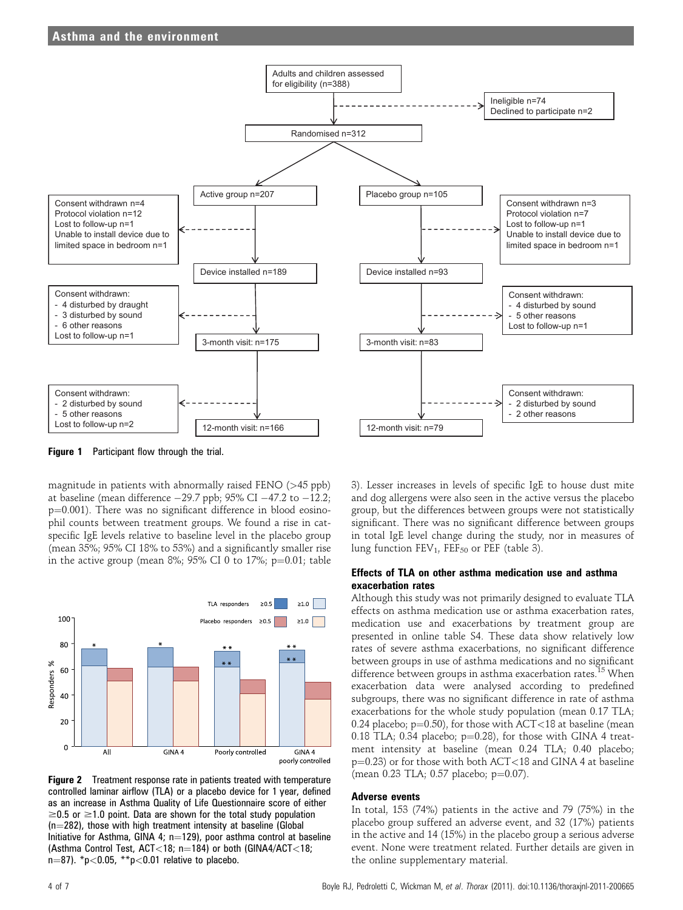**Figure 1** Participant flow through the trial.

magnitude in patients with abnormally raised FENO (>45 ppb) at baseline (mean difference −29.7 ppb; 95% CI −47.2 to −12.2; p=0.001). There was no significant difference in blood eosinophil counts between treatment groups. We found a rise in cat-specific IgE levels relative to baseline level in the placebo group (mean 35%; 95% CI 18% to 53%) and a significantly smaller rise in the active group (mean 8%; 95% CI 0 to 17%; p=0.01; table 3). Lesser increases in levels of specific IgE to house dust mite and dog allergens were also seen in the active versus the placebo group, but the differences between groups were not statistically significant. There was no significant difference between groups in total IgE level change during the study, nor in measures of lung function $FEV_1$, $FEF_{50}$ or PEF (table 3).

**Figure 2** Treatment response rate in patients treated with temperature controlled laminar airflow (TLA) or a placebo device for 1 year, defined as an increase in Asthma Quality of Life Questionnaire score of either ≥0.5 or ≥1.0 point. Data are shown for the total study population (n=282), those with high treatment intensity at baseline (Global Initiative for Asthma, GINA 4; n=129), poor asthma control at baseline (Asthma Control Test, ACT<18; n=184) or both (GINA4/ACT<18; n=87). *p<0.05, **p<0.01 relative to placebo.

## Effects of TLA on other asthma medication use and asthma exacerbation rates

Although this study was not primarily designed to evaluate TLA effects on asthma medication use or asthma exacerbation rates, medication use and exacerbations by treatment group are presented in online table S4. These data show relatively low rates of severe asthma exacerbations, no significant difference between groups in use of asthma medications and no significant difference between groups in asthma exacerbation rates.[15] When exacerbation data were analysed according to predefined subgroups, there was no significant difference in rate of asthma exacerbations for the whole study population (mean 0.17 TLA; 0.24 placebo; p=0.50), for those with ACT<18 at baseline (mean 0.18 TLA; 0.34 placebo; p=0.28), for those with GINA 4 treatment intensity at baseline (mean 0.24 TLA; 0.40 placebo; p=0.23) or for those with both ACT<18 and GINA 4 at baseline (mean 0.23 TLA; 0.57 placebo; p=0.07).

## Adverse events

In total, 153 (74%) patients in the active and 79 (75%) in the placebo group suffered an adverse event, and 32 (17%) patients in the active and 14 (15%) in the placebo group a serious adverse event. None were treatment related. Further details are given in the online supplementary material.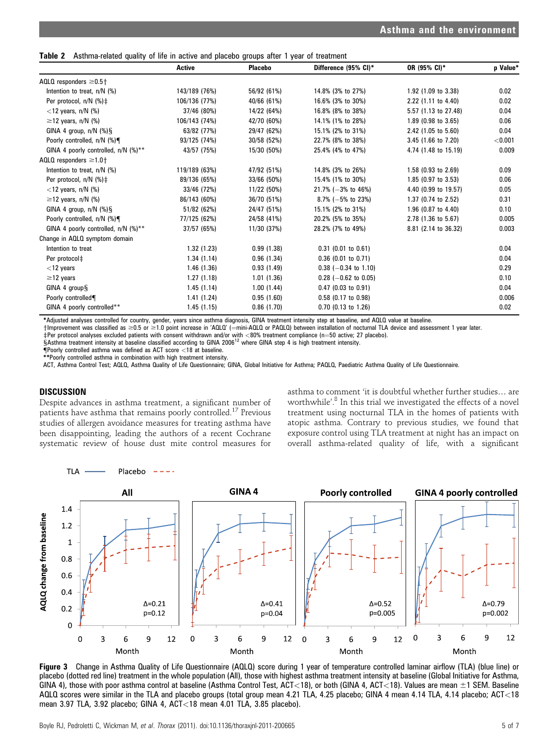**Table 2** Asthma-related quality of life in active and placebo groups after 1 year of treatment

| | Active | Placebo | Difference (95% CI)* | OR (95% CI)* | p Value* |
|---|---|---|---|---|---|
| AQLQ responders ≥0.5† | | | | | |
| Intention to treat, n/N (%) | 143/189 (76%) | 56/92 (61%) | 14.8% (3% to 27%) | 1.92 (1.09 to 3.38) | 0.02 |
| Per protocol, n/N (%)‡ | 106/136 (77%) | 40/66 (61%) | 16.6% (3% to 30%) | 2.22 (1.11 to 4.40) | 0.02 |
| <12 years, n/N (%) | 37/46 (80%) | 14/22 (64%) | 16.8% (8% to 38%) | 5.57 (1.13 to 27.48) | 0.04 |
| ≥12 years, n/N (%) | 106/143 (74%) | 42/70 (60%) | 14.1% (1% to 28%) | 1.89 (0.98 to 3.65) | 0.06 |
| GINA 4 group, n/N (%)§ | 63/82 (77%) | 29/47 (62%) | 15.1% (2% to 31%) | 2.42 (1.05 to 5.60) | 0.04 |
| Poorly controlled, n/N (%)¶ | 93/125 (74%) | 30/58 (52%) | 22.7% (8% to 38%) | 3.45 (1.66 to 7.20) | <0.001 |
| GINA 4 poorly controlled, n/N (%)** | 43/57 (75%) | 15/30 (50%) | 25.4% (4% to 47%) | 4.74 (1.48 to 15.19) | 0.009 |
| AQLQ responders ≥1.0† | | | | | |
| Intention to treat, n/N (%) | 119/189 (63%) | 47/92 (51%) | 14.8% (3% to 26%) | 1.58 (0.93 to 2.69) | 0.09 |
| Per protocol, n/N (%)‡ | 89/136 (65%) | 33/66 (50%) | 15.4% (1% to 30%) | 1.85 (0.97 to 3.53) | 0.06 |
| <12 years, n/N (%) | 33/46 (72%) | 11/22 (50%) | 21.7% (−3% to 46%) | 4.40 (0.99 to 19.57) | 0.05 |
| ≥12 years, n/N (%) | 86/143 (60%) | 36/70 (51%) | 8.7% (−5% to 23%) | 1.37 (0.74 to 2.52) | 0.31 |
| GINA 4 group, n/N (%)§ | 51/82 (62%) | 24/47 (51%) | 15.1% (2% to 31%) | 1.96 (0.87 to 4.40) | 0.10 |
| Poorly controlled, n/N (%)¶ | 77/125 (62%) | 24/58 (41%) | 20.2% (5% to 35%) | 2.78 (1.36 to 5.67) | 0.005 |
| GINA 4 poorly controlled, n/N (%)** | 37/57 (65%) | 11/30 (37%) | 28.2% (7% to 49%) | 8.81 (2.14 to 36.32) | 0.003 |
| Change in AQLQ symptom domain | | | | | |
| Intention to treat | 1.32 (1.23) | 0.99 (1.38) | 0.31 (0.01 to 0.61) | | 0.04 |
| Per protocol‡ | 1.34 (1.14) | 0.96 (1.34) | 0.36 (0.01 to 0.71) | | 0.04 |
| <12 years | 1.46 (1.36) | 0.93 (1.49) | 0.38 (−0.34 to 1.10) | | 0.29 |
| ≥12 years | 1.27 (1.18) | 1.01 (1.36) | 0.28 (−0.62 to 0.05) | | 0.10 |
| GINA 4 group§ | 1.45 (1.14) | 1.00 (1.44) | 0.47 (0.03 to 0.91) | | 0.04 |
| Poorly controlled¶ | 1.41 (1.24) | 0.95 (1.60) | 0.58 (0.17 to 0.98) | | 0.006 |
| GINA 4 poorly controlled** | 1.45 (1.15) | 0.86 (1.70) | 0.70 (0.13 to 1.26) | | 0.02 |

*Adjusted analyses controlled for country, gender, years since asthma diagnosis, GINA treatment intensity step at baseline, and AQLQ value at baseline.
†Improvement was classified as ≥0.5 or ≥1.0 point increase in 'AQLQ' (=mini-AQLQ or PAQLQ) between installation of nocturnal TLA device and assessment 1 year later.
‡Per protocol analyses excluded patients with consent withdrawn and/or with <80% treatment compliance (n=50 active; 27 placebo).
§Asthma treatment intensity at baseline classified according to GINA 2006[12] where GINA step 4 is high treatment intensity.
¶Poorly controlled asthma was defined as ACT score <18 at baseline.
**Poorly controlled asthma in combination with high treatment intensity.
ACT, Asthma Control Test; AQLQ, Asthma Quality of Life Questionnaire; GINA, Global Initiative for Asthma; PAQLQ, Paediatric Asthma Quality of Life Questionnaire.

## DISCUSSION

Despite advances in asthma treatment, a significant number of patients have asthma that remains poorly controlled.[17] Previous studies of allergen avoidance measures for treating asthma have been disappointing, leading the authors of a recent Cochrane systematic review of house dust mite control measures for asthma to comment 'it is doubtful whether further studies… are worthwhile'.[8] In this trial we investigated the effects of a novel treatment using nocturnal TLA in the homes of patients with atopic asthma. Contrary to previous studies, we found that exposure control using TLA treatment at night has an impact on overall asthma-related quality of life, with a significant

**Figure 3** Change in Asthma Quality of Life Questionnaire (AQLQ) score during 1 year of temperature controlled laminar airflow (TLA) (blue line) or placebo (dotted red line) treatment in the whole population (All), those with highest asthma treatment intensity at baseline (Global Initiative for Asthma, GINA 4), those with poor asthma control at baseline (Asthma Control Test, ACT<18), or both (GINA 4, ACT<18). Values are mean ±1 SEM. Baseline AQLQ scores were similar in the TLA and placebo groups (total group mean 4.21 TLA, 4.25 placebo; GINA 4 mean 4.14 TLA, 4.14 placebo; ACT<18 mean 3.97 TLA, 3.92 placebo; GINA 4, ACT<18 mean 4.01 TLA, 3.85 placebo).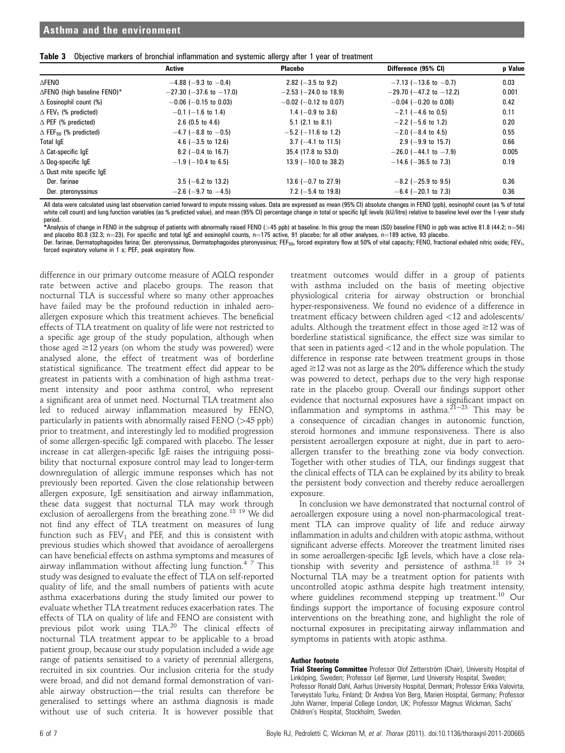**Table 3** Objective markers of bronchial inflammation and systemic allergy after 1 year of treatment

| | Active | Placebo | Difference (95% CI) | p Value |
|---|---|---|---|---|
| ΔFENO | −4.88 (−9.3 to −0.4) | 2.82 (−3.5 to 9.2) | −7.13 (−13.6 to −0.7) | 0.03 |
| ΔFENO (high baseline FENO)* | −27.30 (−37.6 to −17.0) | −2.53 (−24.0 to 18.9) | −29.70 (−47.2 to −12.2) | 0.001 |
| Δ Eosinophil count (%) | −0.06 (−0.15 to 0.03) | −0.02 (−0.12 to 0.07) | −0.04 (−0.20 to 0.08) | 0.42 |
| Δ $FEV_1$ (% predicted) | −0.1 (−1.6 to 1.4) | 1.4 (−0.9 to 3.6) | −2.1 (−4.6 to 0.5) | 0.11 |
| Δ PEF (% predicted) | 2.6 (0.5 to 4.6) | 5.1 (2.1 to 8.1) | −2.2 (−5.6 to 1.2) | 0.20 |
| Δ $FEF_{50}$ (% predicted) | −4.7 (−8.8 to −0.5) | −5.2 (−11.6 to 1.2) | −2.0 (−8.4 to 4.5) | 0.55 |
| Total IgE | 4.6 (−3.5 to 12.6) | 3.7 (−4.1 to 11.5) | 2.9 (−9.9 to 15.7) | 0.66 |
| Δ Cat-specific IgE | 8.2 (−0.4 to 16.7) | 35.4 (17.8 to 53.0) | −26.0 (−44.1 to −7.9) | 0.005 |
| Δ Dog-specific IgE | −1.9 (−10.4 to 6.5) | 13.9 (−10.0 to 38.2) | −14.6 (−36.5 to 7.3) | 0.19 |
| Δ Dust mite specific IgE | | | | |
| Der. farinae | 3.5 (−6.2 to 13.2) | 13.6 (−0.7 to 27.9) | −8.2 (−25.9 to 9.5) | 0.36 |
| Der. pteronyssinus | −2.6 (−9.7 to −4.5) | 7.2 (−5.4 to 19.8) | −6.4 (−20.1 to 7.3) | 0.36 |

All data were calculated using last observation carried forward to impute missing values. Data are expressed as mean (95% CI) absolute changes in FENO (ppb), eosinophil count (as % of total white cell count) and lung function variables (as % predicted value), and mean (95% CI) percentage change in total or specific IgE levels (kU/litre) relative to baseline level over the 1-year study period.

*Analysis of change in FENO in the subgroup of patients with abnormally raised FENO (>45 ppb) at baseline. In this group the mean (SD) baseline FENO in ppb was active 81.8 (44.2; n=56) and placebo 80.8 (32.3; n=23). For specific and total IgE and eosinophil counts, n=175 active, 91 placebo; for all other analyses, n=189 active, 93 placebo.

Der. farinae, Dermatophagoides farina; Der. pteronyssinus, Dermatophagoides pteronyssinus; $FEF_{50}$, forced expiratory flow at 50% of vital capacity; FENO, fractional exhaled nitric oxide; $FEV_1$, forced expiratory volume in 1 s; PEF, peak expiratory flow.

difference in our primary outcome measure of AQLQ responder rate between active and placebo groups. The reason that nocturnal TLA is successful where so many other approaches have failed may be the profound reduction in inhaled aeroallergen exposure which this treatment achieves. The beneficial effects of TLA treatment on quality of life were not restricted to a specific age group of the study population, although when those aged ≥12 years (on whom the study was powered) were analysed alone, the effect of treatment was of borderline statistical significance. The treatment effect did appear to be greatest in patients with a combination of high asthma treatment intensity and poor asthma control, who represent a significant area of unmet need. Nocturnal TLA treatment also led to reduced airway inflammation measured by FENO, particularly in patients with abnormally raised FENO (>45 ppb) prior to treatment, and interestingly led to modified progression of some allergen-specific IgE compared with placebo. The lesser increase in cat allergen-specific IgE raises the intriguing possibility that nocturnal exposure control may lead to longer-term downregulation of allergic immune responses which has not previously been reported. Given the close relationship between allergen exposure, IgE sensitisation and airway inflammation, these data suggest that nocturnal TLA may work through exclusion of aeroallergens from the breathing zone.[18 19] We did not find any effect of TLA treatment on measures of lung function such as $FEV_1$ and PEF, and this is consistent with previous studies which showed that avoidance of aeroallergens can have beneficial effects on asthma symptoms and measures of airway inflammation without affecting lung function.[4 7] This study was designed to evaluate the effect of TLA on self-reported quality of life, and the small numbers of patients with acute asthma exacerbations during the study limited our power to evaluate whether TLA treatment reduces exacerbation rates. The effects of TLA on quality of life and FENO are consistent with previous pilot work using TLA.[20] The clinical effects of nocturnal TLA treatment appear to be applicable to a broad patient group, because our study population included a wide age range of patients sensitised to a variety of perennial allergens, recruited in six countries. Our inclusion criteria for the study were broad, and did not demand formal demonstration of variable airway obstruction—the trial results can therefore be generalised to settings where an asthma diagnosis is made without use of such criteria. It is however possible that treatment outcomes would differ in a group of patients with asthma included on the basis of meeting objective physiological criteria for airway obstruction or bronchial hyper-responsiveness. We found no evidence of a difference in treatment efficacy between children aged <12 and adolescents/adults. Although the treatment effect in those aged ≥12 was of borderline statistical significance, the effect size was similar to that seen in patients aged <12 and in the whole population. The difference in response rate between treatment groups in those aged ≥12 was not as large as the 20% difference which the study was powered to detect, perhaps due to the very high response rate in the placebo group. Overall our findings support other evidence that nocturnal exposures have a significant impact on inflammation and symptoms in asthma.[21–23] This may be a consequence of circadian changes in autonomic function, steroid hormones and immune responsiveness. There is also persistent aeroallergen exposure at night, due in part to aeroallergen transfer to the breathing zone via body convection. Together with other studies of TLA, our findings suggest that the clinical effects of TLA can be explained by its ability to break the persistent body convection and thereby reduce aeroallergen exposure.

In conclusion we have demonstrated that nocturnal control of aeroallergen exposure using a novel non-pharmacological treatment TLA can improve quality of life and reduce airway inflammation in adults and children with atopic asthma, without significant adverse effects. Moreover the treatment limited rises in some aeroallergen-specific IgE levels, which have a close relationship with severity and persistence of asthma.[18 19 24] Nocturnal TLA may be a treatment option for patients with uncontrolled atopic asthma despite high treatment intensity, where guidelines recommend stepping up treatment.[10] Our findings support the importance of focusing exposure control interventions on the breathing zone, and highlight the role of nocturnal exposures in precipitating airway inflammation and symptoms in patients with atopic asthma.

#### Author footnote

**Trial Steering Committee** Professor Olof Zetterström (Chair), University Hospital of Linköping, Sweden; Professor Leif Bjermer, Lund University Hospital, Sweden; Professor Ronald Dahl, Aarhus University Hospital, Denmark; Professor Erkka Valovirta, Terveystalo Turku, Finland; Dr Andrea Von Berg, Marien Hospital, Germany; Professor John Warner, Imperial College London, UK; Professor Magnus Wickman, Sachs' Children's Hospital, Stockholm, Sweden.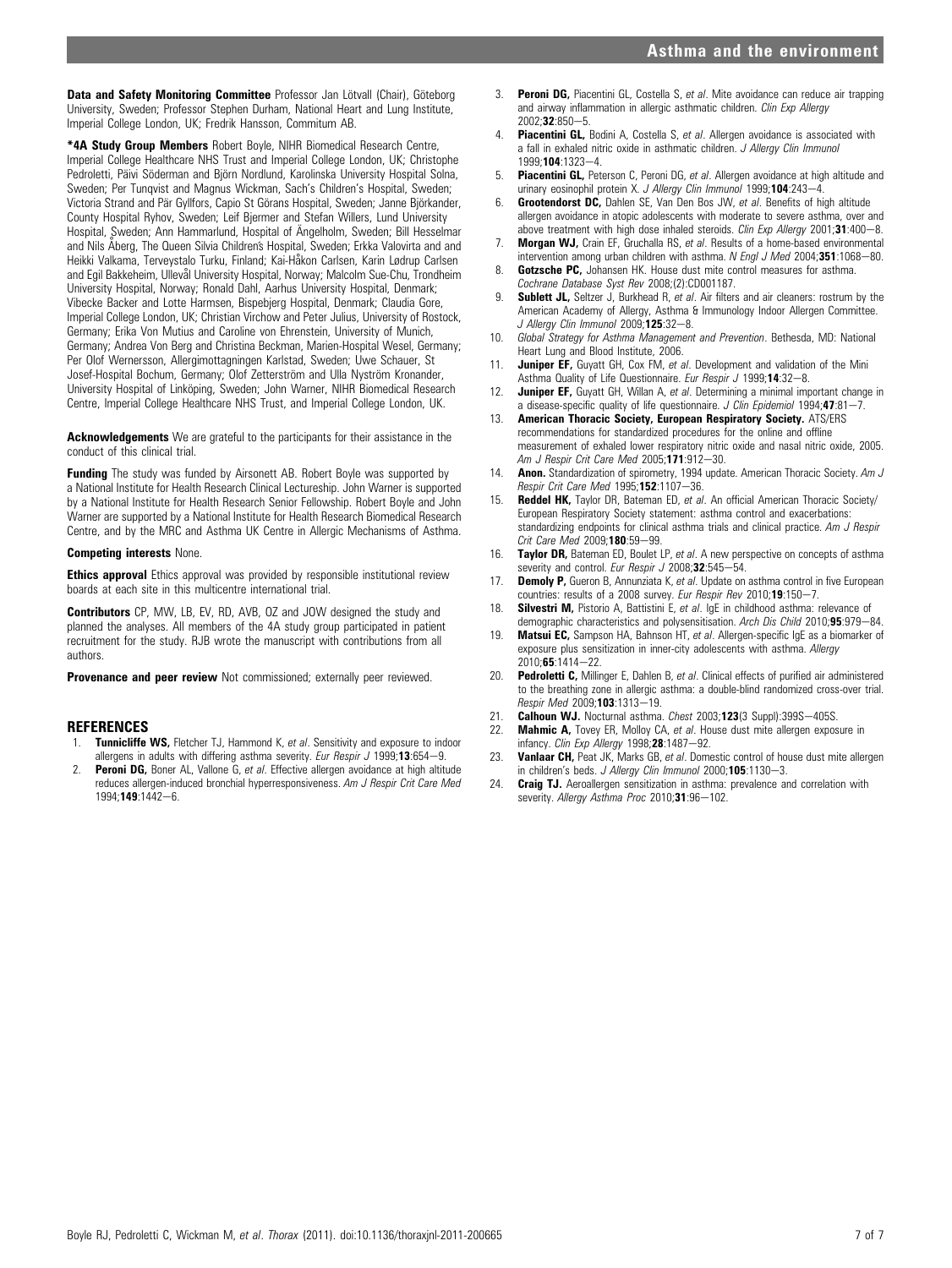**Data and Safety Monitoring Committee** Professor Jan Lötvall (Chair), Göteborg University, Sweden; Professor Stephen Durham, National Heart and Lung Institute, Imperial College London, UK; Fredrik Hansson, Commitum AB.

**\*4A Study Group Members** Robert Boyle, NIHR Biomedical Research Centre, Imperial College Healthcare NHS Trust and Imperial College London, UK; Christophe Pedroletti, Päivi Söderman and Björn Nordlund, Karolinska University Hospital Solna, Sweden; Per Tunqvist and Magnus Wickman, Sach's Children's Hospital, Sweden; Victoria Strand and Pär Gyllfors, Capio St Görans Hospital, Sweden; Janne Björkander, County Hospital Ryhov, Sweden; Leif Bjermer and Stefan Willers, Lund University Hospital, Sweden; Ann Hammarlund, Hospital of Ängelholm, Sweden; Bill Hesselmar and Nils Åberg, The Queen Silvia Children's Hospital, Sweden; Erkka Valovirta and and Heikki Valkama, Terveystalo Turku, Finland; Kai-Håkon Carlsen, Karin Lødrup Carlsen and Egil Bakkeheim, Ullevål University Hospital, Norway; Malcolm Sue-Chu, Trondheim University Hospital, Norway; Ronald Dahl, Aarhus University Hospital, Denmark; Vibecke Backer and Lotte Harmsen, Bispebjerg Hospital, Denmark; Claudia Gore, Imperial College London, UK; Christian Virchow and Peter Julius, University of Rostock, Germany; Erika Von Mutius and Caroline von Ehrenstein, University of Munich, Germany; Andrea Von Berg and Christina Beckman, Marien-Hospital Wesel, Germany; Per Olof Wernersson, Allergimottagningen Karlstad, Sweden; Uwe Schauer, St Josef-Hospital Bochum, Germany; Olof Zetterström and Ulla Nyström Kronander, University Hospital of Linköping, Sweden; John Warner, NIHR Biomedical Research Centre, Imperial College Healthcare NHS Trust, and Imperial College London, UK.

**Acknowledgements** We are grateful to the participants for their assistance in the conduct of this clinical trial.

**Funding** The study was funded by Airsonett AB. Robert Boyle was supported by a National Institute for Health Research Clinical Lectureship. John Warner is supported by a National Institute for Health Research Senior Fellowship. Robert Boyle and John Warner are supported by a National Institute for Health Research Biomedical Research Centre, and by the MRC and Asthma UK Centre in Allergic Mechanisms of Asthma.

**Competing interests** None.

**Ethics approval** Ethics approval was provided by responsible institutional review boards at each site in this multicentre international trial.

**Contributors** CP, MW, LB, EV, RD, AVB, OZ and JOW designed the study and planned the analyses. All members of the 4A study group participated in patient recruitment for the study. RJB wrote the manuscript with contributions from all authors.

**Provenance and peer review** Not commissioned; externally peer reviewed.

## REFERENCES

1. **Tunnicliffe WS,** Fletcher TJ, Hammond K, *et al*. Sensitivity and exposure to indoor allergens in adults with differing asthma severity. *Eur Respir J* 1999;**13**:654–9.
2. **Peroni DG,** Boner AL, Vallone G, *et al*. Effective allergen avoidance at high altitude reduces allergen-induced bronchial hyperresponsiveness. *Am J Respir Crit Care Med* 1994;**149**:1442–6.
3. **Peroni DG,** Piacentini GL, Costella S, *et al*. Mite avoidance can reduce air trapping and airway inflammation in allergic asthmatic children. *Clin Exp Allergy* 2002;**32**:850–5.
4. **Piacentini GL,** Bodini A, Costella S, *et al*. Allergen avoidance is associated with a fall in exhaled nitric oxide in asthmatic children. *J Allergy Clin Immunol* 1999;**104**:1323–4.
5. **Piacentini GL,** Peterson C, Peroni DG, *et al*. Allergen avoidance at high altitude and urinary eosinophil protein X. *J Allergy Clin Immunol* 1999;**104**:243–4.
6. **Grootendorst DC,** Dahlen SE, Van Den Bos JW, *et al*. Benefits of high altitude allergen avoidance in atopic adolescents with moderate to severe asthma, over and above treatment with high dose inhaled steroids. *Clin Exp Allergy* 2001;**31**:400–8.
7. **Morgan WJ,** Crain EF, Gruchalla RS, *et al*. Results of a home-based environmental intervention among urban children with asthma. *N Engl J Med* 2004;**351**:1068–80.
8. **Gotzsche PC,** Johansen HK. House dust mite control measures for asthma. *Cochrane Database Syst Rev* 2008;(2):CD001187.
9. **Sublett JL,** Seltzer J, Burkhead R, *et al*. Air filters and air cleaners: rostrum by the American Academy of Allergy, Asthma & Immunology Indoor Allergen Committee. *J Allergy Clin Immunol* 2009;**125**:32–8.
10. *Global Strategy for Asthma Management and Prevention*. Bethesda, MD: National Heart Lung and Blood Institute, 2006.
11. **Juniper EF,** Guyatt GH, Cox FM, *et al*. Development and validation of the Mini Asthma Quality of Life Questionnaire. *Eur Respir J* 1999;**14**:32–8.
12. **Juniper EF,** Guyatt GH, Willan A, *et al*. Determining a minimal important change in a disease-specific quality of life questionnaire. *J Clin Epidemiol* 1994;**47**:81–7.
13. **American Thoracic Society, European Respiratory Society.** ATS/ERS recommendations for standardized procedures for the online and offline measurement of exhaled lower respiratory nitric oxide and nasal nitric oxide, 2005. *Am J Respir Crit Care Med* 2005;**171**:912–30.
14. **Anon.** Standardization of spirometry, 1994 update. American Thoracic Society. *Am J Respir Crit Care Med* 1995;**152**:1107–36.
15. **Reddel HK,** Taylor DR, Bateman ED, *et al*. An official American Thoracic Society/European Respiratory Society statement: asthma control and exacerbations: standardizing endpoints for clinical asthma trials and clinical practice. *Am J Respir Crit Care Med* 2009;**180**:59–99.
16. **Taylor DR,** Bateman ED, Boulet LP, *et al*. A new perspective on concepts of asthma severity and control. *Eur Respir J* 2008;**32**:545–54.
17. **Demoly P,** Gueron B, Annunziata K, *et al*. Update on asthma control in five European countries: results of a 2008 survey. *Eur Respir Rev* 2010;**19**:150–7.
18. **Silvestri M,** Pistorio A, Battistini E, *et al*. IgE in childhood asthma: relevance of demographic characteristics and polysensitisation. *Arch Dis Child* 2010;**95**:979–84.
19. **Matsui EC,** Sampson HA, Bahnson HT, *et al*. Allergen-specific IgE as a biomarker of exposure plus sensitization in inner-city adolescents with asthma. *Allergy* 2010;**65**:1414–22.
20. **Pedroletti C,** Millinger E, Dahlen B, *et al*. Clinical effects of purified air administered to the breathing zone in allergic asthma: a double-blind randomized cross-over trial. *Respir Med* 2009;**103**:1313–19.
21. **Calhoun WJ.** Nocturnal asthma. *Chest* 2003;**123**(3 Suppl):399S–405S.
22. **Mahmic A,** Tovey ER, Molloy CA, *et al*. House dust mite allergen exposure in infancy. *Clin Exp Allergy* 1998;**28**:1487–92.
23. **Vanlaar CH,** Peat JK, Marks GB, *et al*. Domestic control of house dust mite allergen in children's beds. *J Allergy Clin Immunol* 2000;**105**:1130–3.
24. **Craig TJ.** Aeroallergen sensitization in asthma: prevalence and correlation with severity. *Allergy Asthma Proc* 2010;**31**:96–102.